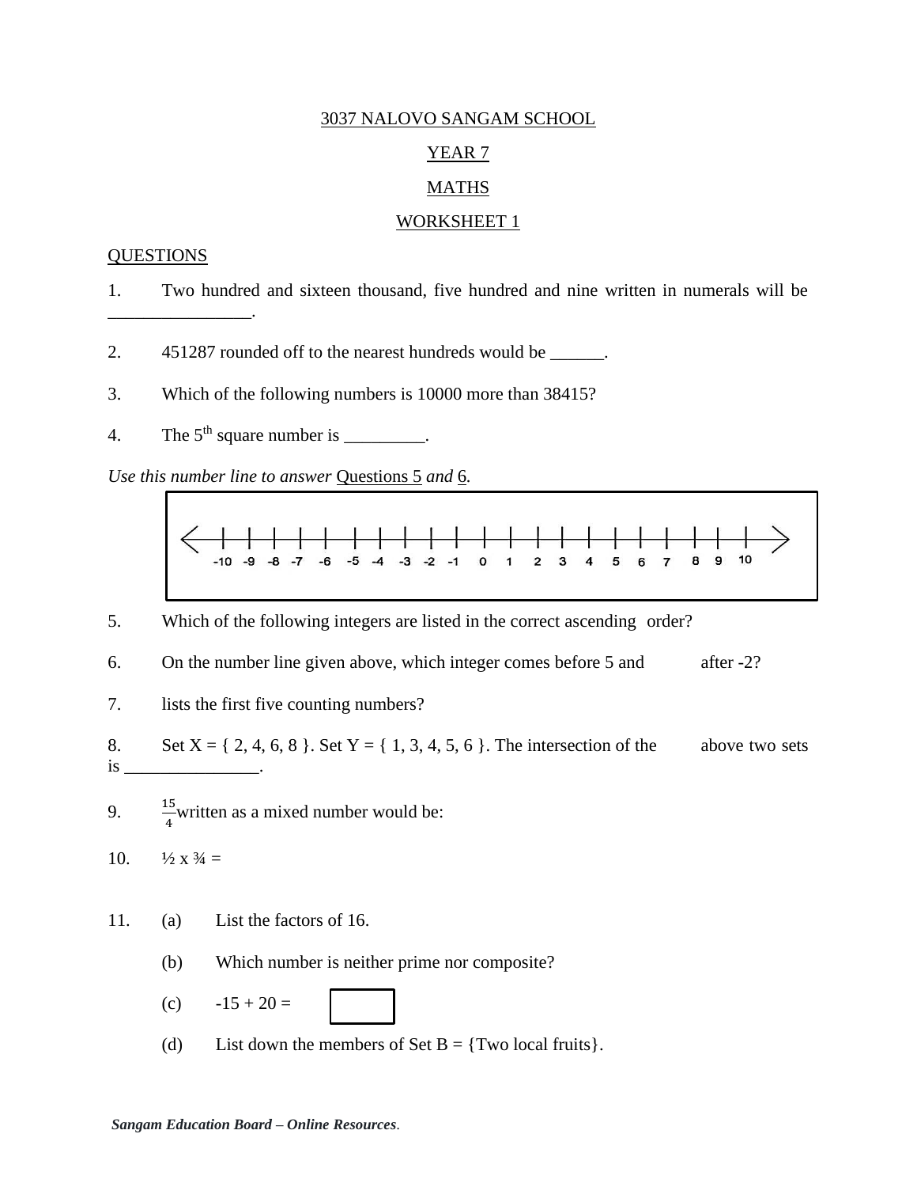<u>3037 NALOVO SANGAM SCHOOL</u>

<u>YEAR 7</u>

<u>MATHS</u>

<u>WORKSHEET 1</u>

<u>QUESTIONS</u>

1. Two hundred and sixteen thousand, five hundred and nine written in numerals will be ________________.

2. 451287 rounded off to the nearest hundreds would be ______.

3. Which of the following numbers is 10000 more than 38415?

4. The $5^{th}$ square number is _________.

*Use this number line to answer* <u>Questions 5</u> *and* <u>6</u>.

-10 -9 -8 -7 -6 -5 -4 -3 -2 -1 0 1 2 3 4 5 6 7 8 9 10

5. Which of the following integers are listed in the correct ascending order?

6. On the number line given above, which integer comes before 5 and after -2?

7. lists the first five counting numbers?

8. Set X = { 2, 4, 6, 8 }. Set Y = { 1, 3, 4, 5, 6 }. The intersection of the above two sets is _______________.

9. $\frac{15}{4}$ written as a mixed number would be:

10. ½ x ¾ =

11. (a) List the factors of 16.

    (b) Which number is neither prime nor composite?

    (c) -15 + 20 = ☐

    (d) List down the members of Set B = {Two local fruits}.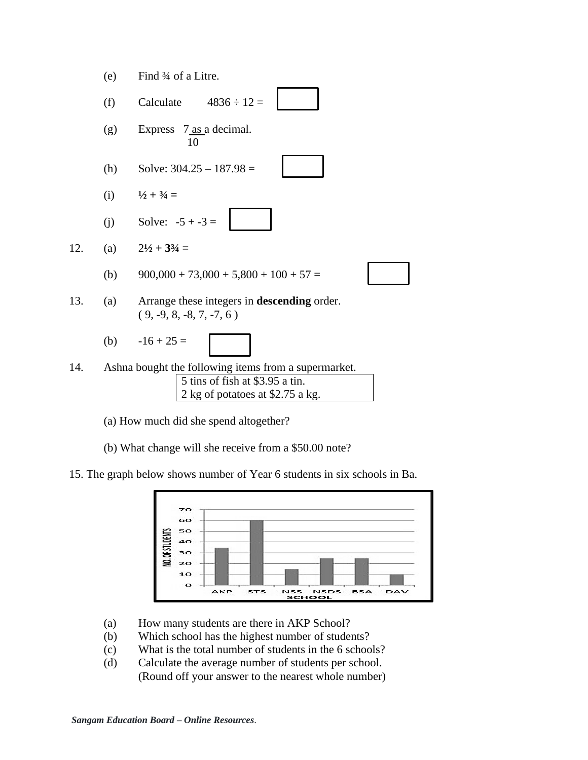(e) Find ¾ of a Litre.

(f) Calculate $4836 \div 12 =$

(g) Express $\frac{7}{10}$ as a decimal.

(h) Solve: $304.25 - 187.98 =$

(i) **$\frac{1}{2} + \frac{3}{4} =$**

(j) Solve: $-5 + -3 =$

12. (a) **$2\frac{1}{2} + 3\frac{3}{4} =$**

(b) $900{,}000 + 73{,}000 + 5{,}800 + 100 + 57 =$

13. (a) Arrange these integers in **descending** order.
( 9, -9, 8, -8, 7, -7, 6 )

(b) $-16 + 25 =$

14. Ashna bought the following items from a supermarket.

| 5 tins of fish at $3.95 a tin. |
|---|
| 2 kg of potatoes at $2.75 a kg. |

(a) How much did she spend altogether?

(b) What change will she receive from a $50.00 note?

15. The graph below shows number of Year 6 students in six schools in Ba.

(a) How many students are there in AKP School?
(b) Which school has the highest number of students?
(c) What is the total number of students in the 6 schools?
(d) Calculate the average number of students per school.
(Round off your answer to the nearest whole number)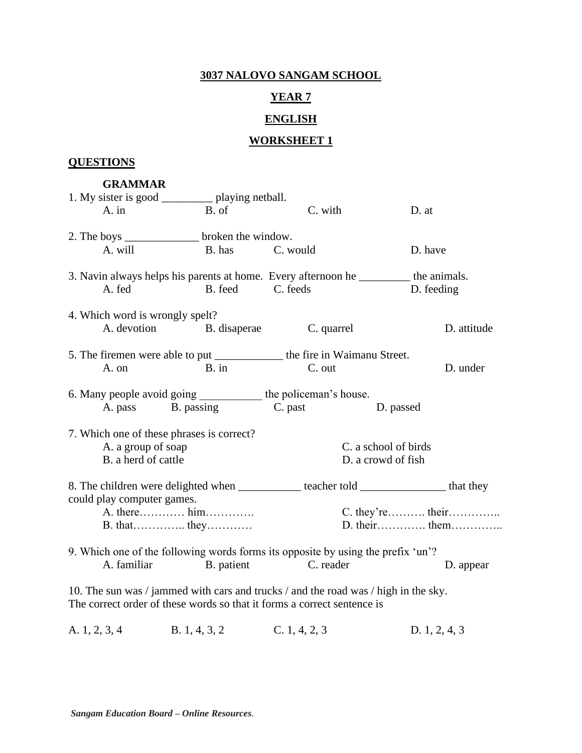**3037 NALOVO SANGAM SCHOOL**

**YEAR 7**

**ENGLISH**

**WORKSHEET 1**

## QUESTIONS

### GRAMMAR

1. My sister is good _________ playing netball.
   A. in B. of C. with D. at

2. The boys _____________ broken the window.
   A. will B. has C. would D. have

3. Navin always helps his parents at home. Every afternoon he _________ the animals.
   A. fed B. feed C. feeds D. feeding

4. Which word is wrongly spelt?
   A. devotion B. disaperae C. quarrel D. attitude

5. The firemen were able to put ____________ the fire in Waimanu Street.
   A. on B. in C. out D. under

6. Many people avoid going ___________ the policeman's house.
   A. pass B. passing C. past D. passed

7. Which one of these phrases is correct?
   A. a group of soap
   B. a herd of cattle
   C. a school of birds
   D. a crowd of fish

8. The children were delighted when ___________ teacher told _______________ that they could play computer games.
   A. there………… him………….
   B. that………….. they…………
   C. they're………. their…………..
   D. their…………. them…………..

9. Which one of the following words forms its opposite by using the prefix 'un'?
   A. familiar B. patient C. reader D. appear

10. The sun was / jammed with cars and trucks / and the road was / high in the sky.
    The correct order of these words so that it forms a correct sentence is

    A. 1, 2, 3, 4 B. 1, 4, 3, 2 C. 1, 4, 2, 3 D. 1, 2, 4, 3

*Sangam Education Board – Online Resources*.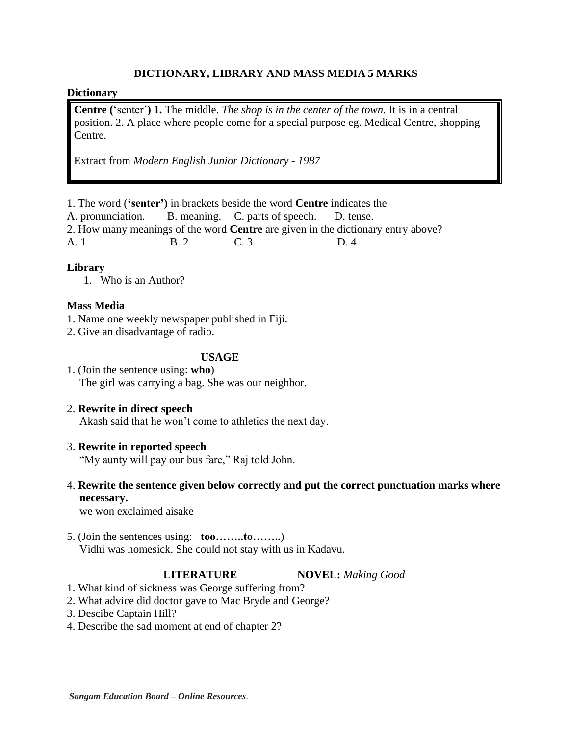## DICTIONARY, LIBRARY AND MASS MEDIA 5 MARKS

**Dictionary**

> **Centre (**'senter'**) 1.** The middle. *The shop is in the center of the town.* It is in a central position. 2. A place where people come for a special purpose eg. Medical Centre, shopping Centre.
>
> Extract from *Modern English Junior Dictionary - 1987*

1. The word (**'senter')** in brackets beside the word **Centre** indicates the
A. pronunciation. B. meaning. C. parts of speech. D. tense.
2. How many meanings of the word **Centre** are given in the dictionary entry above?
A. 1 B. 2 C. 3 D. 4

**Library**

1. Who is an Author?

**Mass Media**

1. Name one weekly newspaper published in Fiji.
2. Give an disadvantage of radio.

## USAGE

1. (Join the sentence using: **who**)
   The girl was carrying a bag. She was our neighbor.

2. **Rewrite in direct speech**
   Akash said that he won't come to athletics the next day.

3. **Rewrite in reported speech**
   "My aunty will pay our bus fare," Raj told John.

4. **Rewrite the sentence given below correctly and put the correct punctuation marks where necessary.**
   we won exclaimed aisake

5. (Join the sentences using: **too……..to……..**)
   Vidhi was homesick. She could not stay with us in Kadavu.

## LITERATURE NOVEL: *Making Good*

1. What kind of sickness was George suffering from?
2. What advice did doctor gave to Mac Bryde and George?
3. Descibe Captain Hill?
4. Describe the sad moment at end of chapter 2?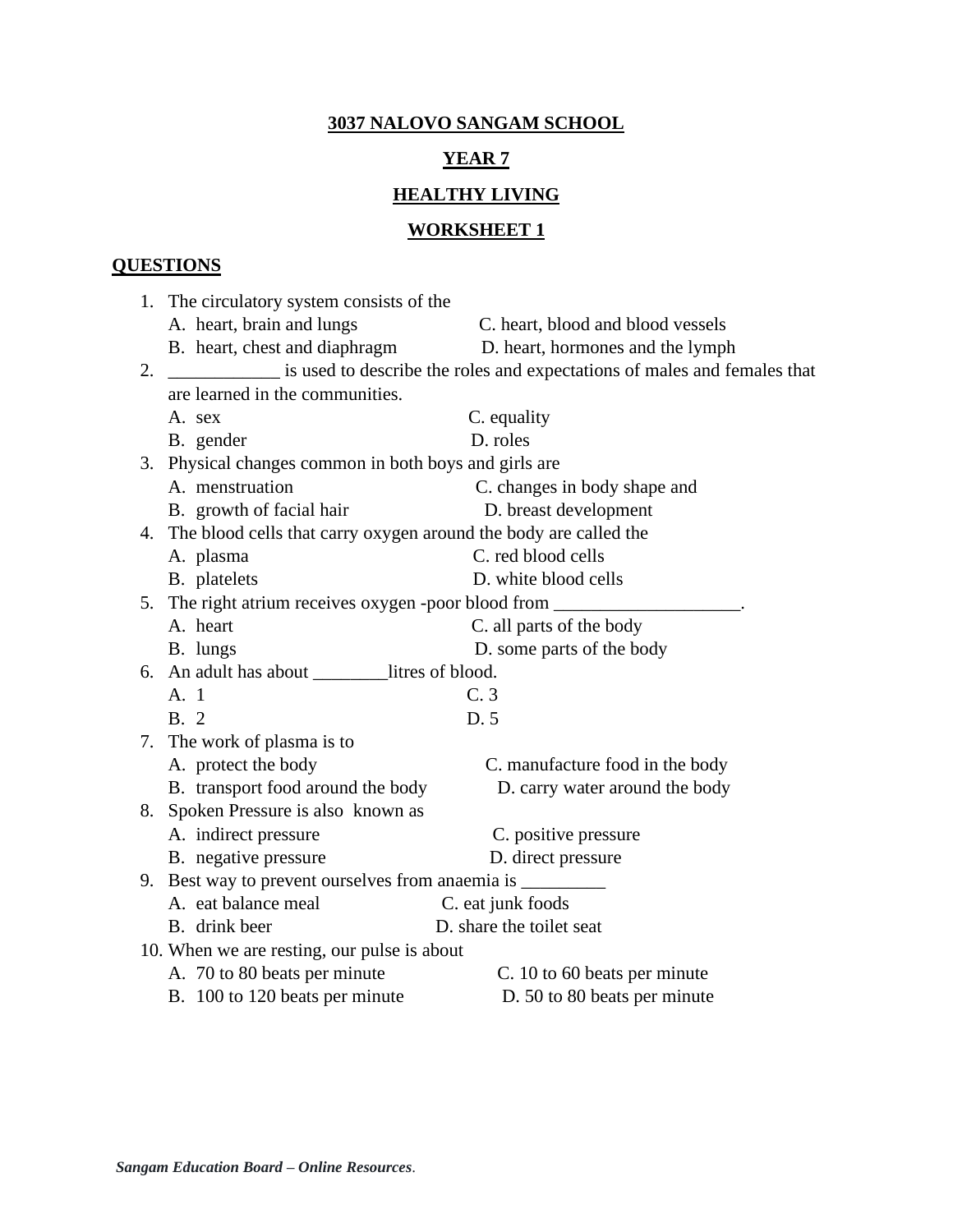**3037 NALOVO SANGAM SCHOOL**

**YEAR 7**

**HEALTHY LIVING**

**WORKSHEET 1**

**QUESTIONS**

1. The circulatory system consists of the
   A. heart, brain and lungs C. heart, blood and blood vessels
   B. heart, chest and diaphragm D. heart, hormones and the lymph
2. ____________ is used to describe the roles and expectations of males and females that are learned in the communities.
   A. sex C. equality
   B. gender D. roles
3. Physical changes common in both boys and girls are
   A. menstruation C. changes in body shape and
   B. growth of facial hair D. breast development
4. The blood cells that carry oxygen around the body are called the
   A. plasma C. red blood cells
   B. platelets D. white blood cells
5. The right atrium receives oxygen -poor blood from ____________________.
   A. heart C. all parts of the body
   B. lungs D. some parts of the body
6. An adult has about ________litres of blood.
   A. 1 C. 3
   B. 2 D. 5
7. The work of plasma is to
   A. protect the body C. manufacture food in the body
   B. transport food around the body D. carry water around the body
8. Spoken Pressure is also known as
   A. indirect pressure C. positive pressure
   B. negative pressure D. direct pressure
9. Best way to prevent ourselves from anaemia is _________
   A. eat balance meal C. eat junk foods
   B. drink beer D. share the toilet seat
10. When we are resting, our pulse is about
    A. 70 to 80 beats per minute C. 10 to 60 beats per minute
    B. 100 to 120 beats per minute D. 50 to 80 beats per minute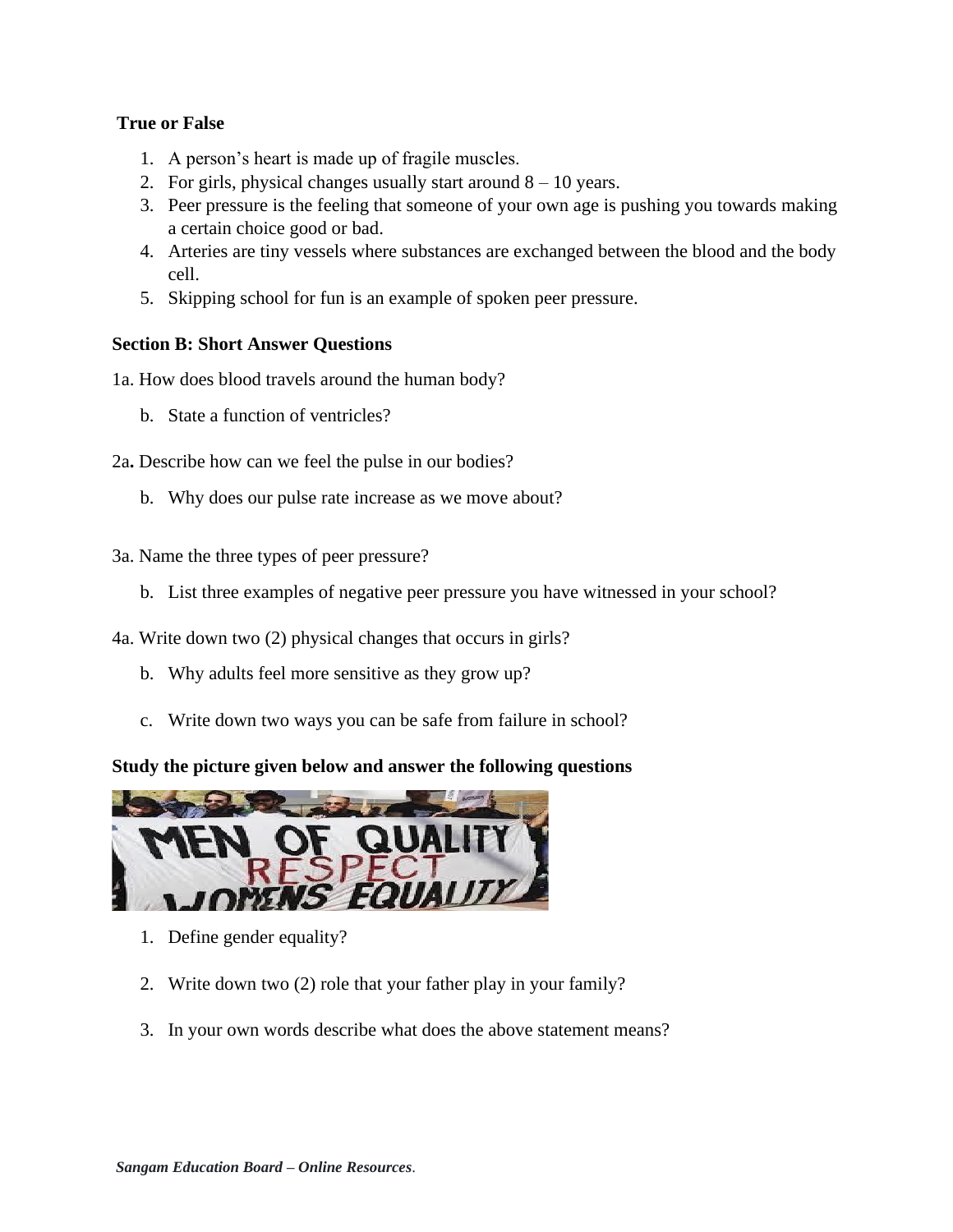**True or False**

1. A person's heart is made up of fragile muscles.
2. For girls, physical changes usually start around 8 – 10 years.
3. Peer pressure is the feeling that someone of your own age is pushing you towards making a certain choice good or bad.
4. Arteries are tiny vessels where substances are exchanged between the blood and the body cell.
5. Skipping school for fun is an example of spoken peer pressure.

**Section B: Short Answer Questions**

1a. How does blood travels around the human body?

b. State a function of ventricles?

2a**.** Describe how can we feel the pulse in our bodies?

b. Why does our pulse rate increase as we move about?

3a. Name the three types of peer pressure?

b. List three examples of negative peer pressure you have witnessed in your school?

4a. Write down two (2) physical changes that occurs in girls?

b. Why adults feel more sensitive as they grow up?

c. Write down two ways you can be safe from failure in school?

**Study the picture given below and answer the following questions**

1. Define gender equality?
2. Write down two (2) role that your father play in your family?
3. In your own words describe what does the above statement means?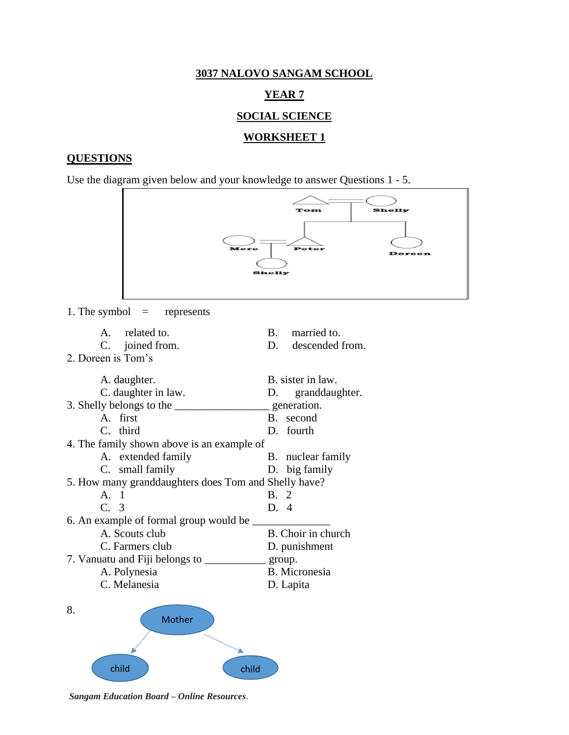# 3037 NALOVO SANGAM SCHOOL

## YEAR 7

## SOCIAL SCIENCE

## WORKSHEET 1

**QUESTIONS**

Use the diagram given below and your knowledge to answer Questions 1 - 5.

Tom = Shelly

Mere = Peter &nbsp;&nbsp;&nbsp;&nbsp; Doreen

Shelly

1. The symbol = represents

    A. related to. &nbsp;&nbsp;&nbsp;&nbsp; B. married to.
    C. joined from. &nbsp;&nbsp;&nbsp;&nbsp; D. descended from.

2. Doreen is Tom's

    A. daughter. &nbsp;&nbsp;&nbsp;&nbsp; B. sister in law.
    C. daughter in law. &nbsp;&nbsp;&nbsp;&nbsp; D. granddaughter.

3. Shelly belongs to the _________________ generation.

    A. first &nbsp;&nbsp;&nbsp;&nbsp; B. second
    C. third &nbsp;&nbsp;&nbsp;&nbsp; D. fourth

4. The family shown above is an example of

    A. extended family &nbsp;&nbsp;&nbsp;&nbsp; B. nuclear family
    C. small family &nbsp;&nbsp;&nbsp;&nbsp; D. big family

5. How many granddaughters does Tom and Shelly have?

    A. 1 &nbsp;&nbsp;&nbsp;&nbsp; B. 2
    C. 3 &nbsp;&nbsp;&nbsp;&nbsp; D. 4

6. An example of formal group would be ______________

    A. Scouts club &nbsp;&nbsp;&nbsp;&nbsp; B. Choir in church
    C. Farmers club &nbsp;&nbsp;&nbsp;&nbsp; D. punishment

7. Vanuatu and Fiji belongs to ___________ group.

    A. Polynesia &nbsp;&nbsp;&nbsp;&nbsp; B. Micronesia
    C. Melanesia &nbsp;&nbsp;&nbsp;&nbsp; D. Lapita

8.

Mother

child &nbsp;&nbsp;&nbsp;&nbsp; child

*Sangam Education Board – Online Resources.*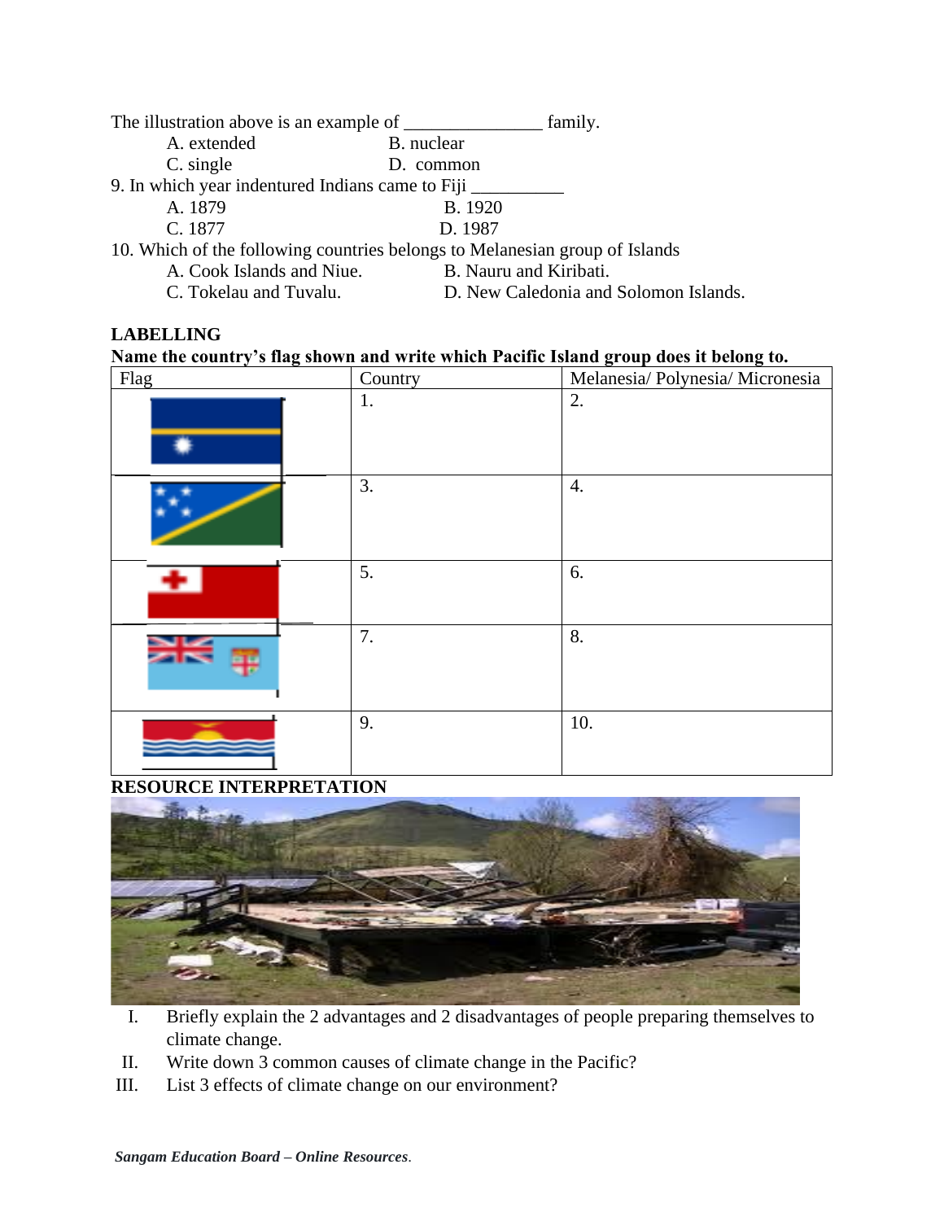The illustration above is an example of _______________ family.

A. extended  B. nuclear
C. single  D. common

9. In which year indentured Indians came to Fiji __________

A. 1879  B. 1920
C. 1877  D. 1987

10. Which of the following countries belongs to Melanesian group of Islands

A. Cook Islands and Niue.  B. Nauru and Kiribati.
C. Tokelau and Tuvalu.  D. New Caledonia and Solomon Islands.

**LABELLING**

**Name the country's flag shown and write which Pacific Island group does it belong to.**

| Flag | Country | Melanesia/ Polynesia/ Micronesia |
| --- | --- | --- |
| | 1. | 2. |
| | 3. | 4. |
| | 5. | 6. |
| | 7. | 8. |
| | 9. | 10. |

**RESOURCE INTERPRETATION**

I. Briefly explain the 2 advantages and 2 disadvantages of people preparing themselves to climate change.

II. Write down 3 common causes of climate change in the Pacific?

III. List 3 effects of climate change on our environment?

*Sangam Education Board – Online Resources.*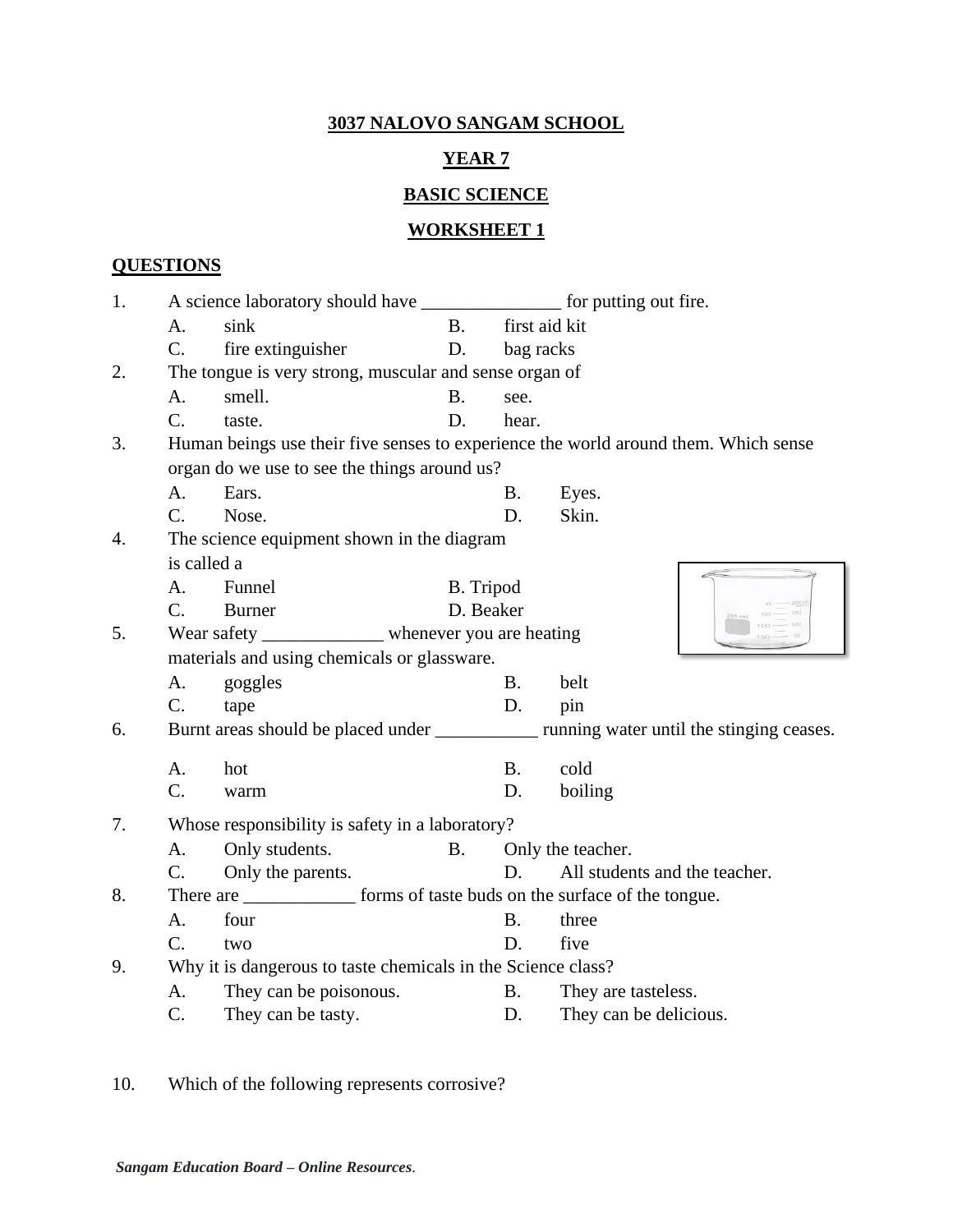**3037 NALOVO SANGAM SCHOOL**

**YEAR 7**

**BASIC SCIENCE**

**WORKSHEET 1**

**QUESTIONS**

1. A science laboratory should have _______________ for putting out fire.
   A. sink  B. first aid kit
   C. fire extinguisher  D. bag racks

2. The tongue is very strong, muscular and sense organ of
   A. smell.  B. see.
   C. taste.  D. hear.

3. Human beings use their five senses to experience the world around them. Which sense organ do we use to see the things around us?
   A. Ears.  B. Eyes.
   C. Nose.  D. Skin.

4. The science equipment shown in the diagram is called a
   A. Funnel  B. Tripod
   C. Burner  D. Beaker

5. Wear safety _____________ whenever you are heating materials and using chemicals or glassware.
   A. goggles  B. belt
   C. tape  D. pin

6. Burnt areas should be placed under ___________ running water until the stinging ceases.
   A. hot  B. cold
   C. warm  D. boiling

7. Whose responsibility is safety in a laboratory?
   A. Only students.  B. Only the teacher.
   C. Only the parents.  D. All students and the teacher.

8. There are ____________ forms of taste buds on the surface of the tongue.
   A. four  B. three
   C. two  D. five

9. Why it is dangerous to taste chemicals in the Science class?
   A. They can be poisonous.  B. They are tasteless.
   C. They can be tasty.  D. They can be delicious.

10. Which of the following represents corrosive?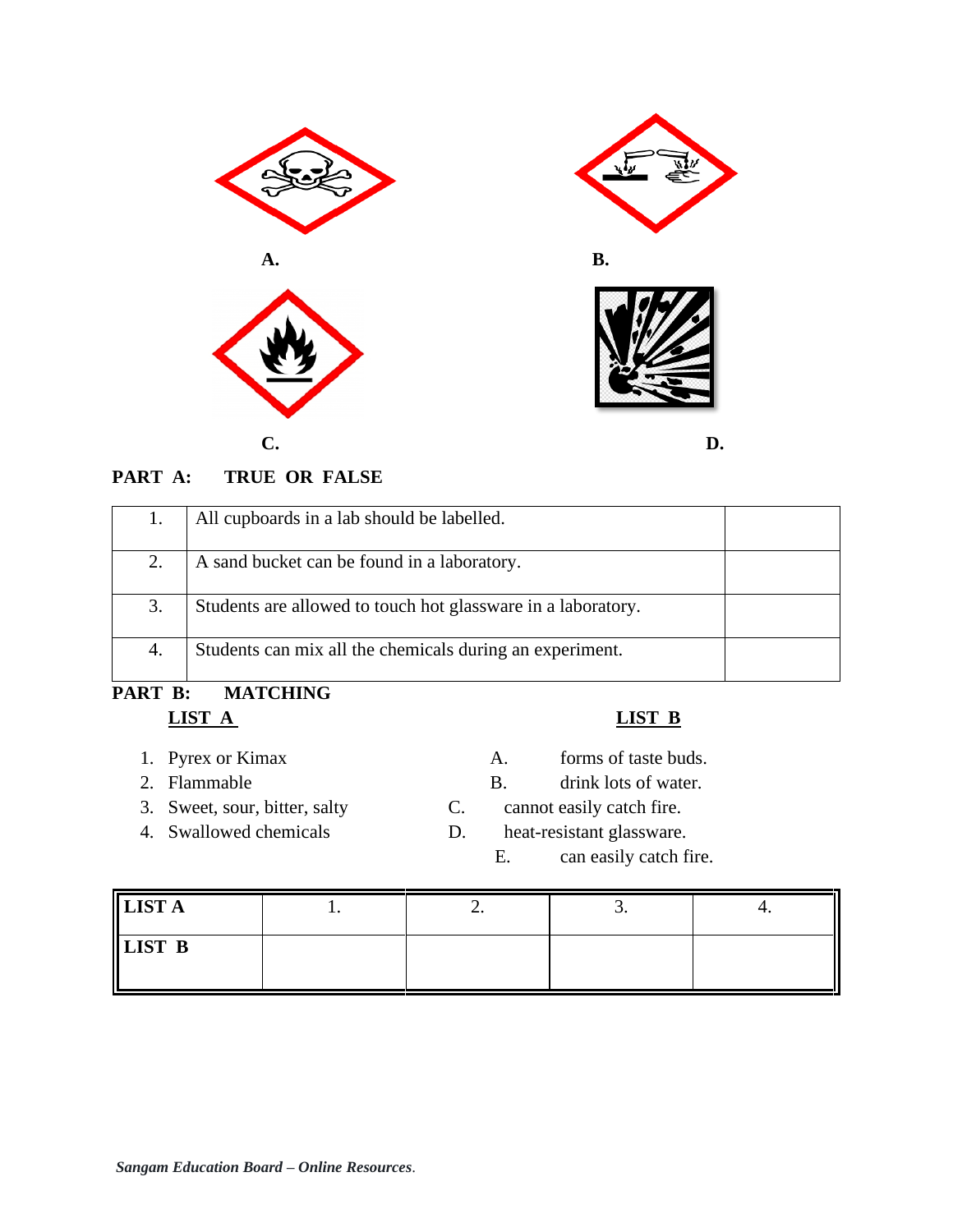A.

B.

C.

D.

## PART A: TRUE OR FALSE

| | | |
|---|---|---|
| 1. | All cupboards in a lab should be labelled. | |
| 2. | A sand bucket can be found in a laboratory. | |
| 3. | Students are allowed to touch hot glassware in a laboratory. | |
| 4. | Students can mix all the chemicals during an experiment. | |

## PART B: MATCHING

**LIST A**

1. Pyrex or Kimax
2. Flammable
3. Sweet, sour, bitter, salty
4. Swallowed chemicals

**LIST B**

A. forms of taste buds.
B. drink lots of water.
C. cannot easily catch fire.
D. heat-resistant glassware.
E. can easily catch fire.

| LIST A | 1. | 2. | 3. | 4. |
|---|---|---|---|---|
| LIST B | | | | |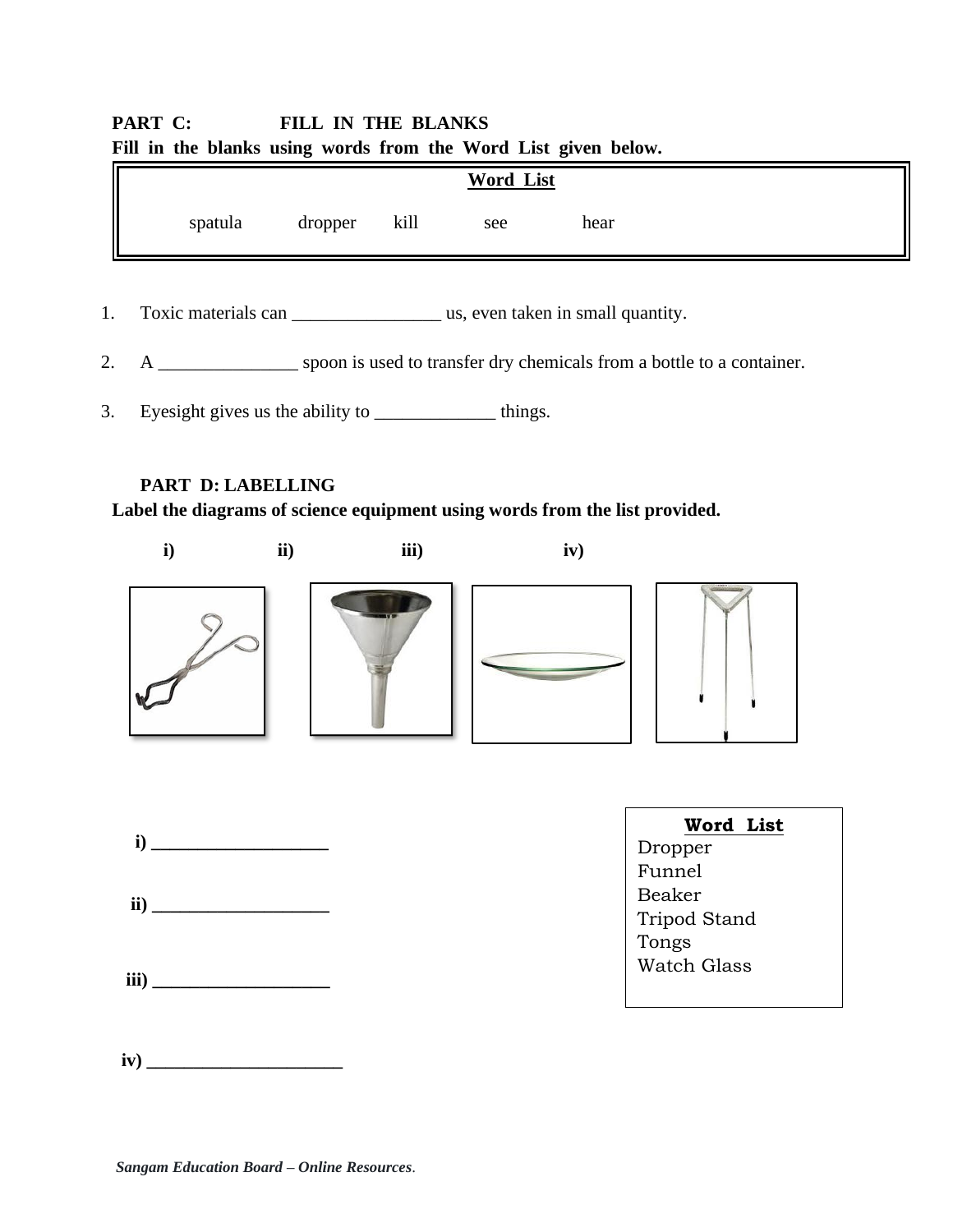**PART C: FILL IN THE BLANKS**

**Fill in the blanks using words from the Word List given below.**

| **Word List** |
|---|
| spatula dropper kill see hear |

1. Toxic materials can ________________ us, even taken in small quantity.
2. A _______________ spoon is used to transfer dry chemicals from a bottle to a container.
3. Eyesight gives us the ability to _____________ things.

**PART D: LABELLING**

**Label the diagrams of science equipment using words from the list provided.**

**i)** **ii)** **iii)** **iv)**

**i)** ___________________

**ii)** ___________________

**iii)** ___________________

**iv)** _____________________

| **Word List** |
|---|
| Dropper |
| Funnel |
| Beaker |
| Tripod Stand |
| Tongs |
| Watch Glass |

***Sangam Education Board – Online Resources***.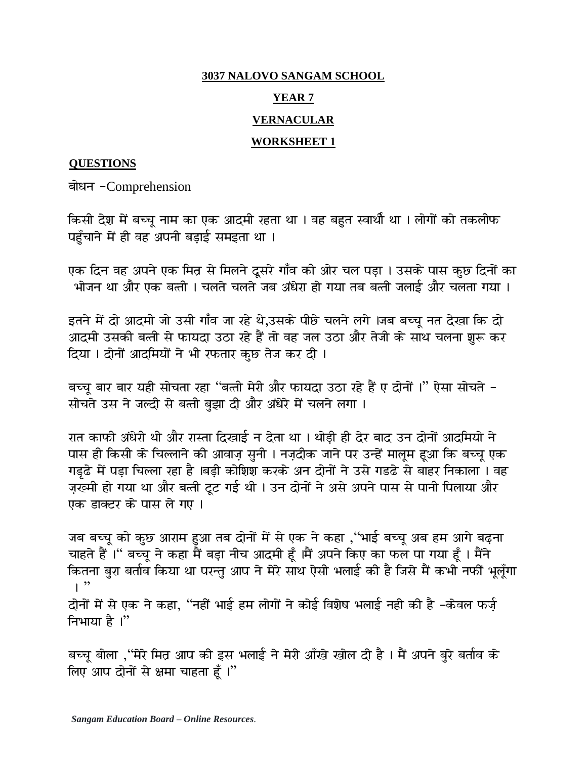**3037 NALOVO SANGAM SCHOOL**

**YEAR 7**

**VERNACULAR**

**WORKSHEET 1**

**QUESTIONS**

बोधन –Comprehension

किसी देश में बच्चू नाम का एक आदमी रहता था । वह बहुत स्वार्थी था । लोगों को तकलीफ पहुँचाने में ही वह अपनी बड़ाई समझता था ।

एक दिन वह अपने एक मित्र से मिलने दूसरे गाँव की ओर चल पड़ा । उसके पास कुछ दिनों का भोजन था और एक बत्ती । चलते चलते जब अंधेरा हो गया तब बत्ती जलाई और चलता गया ।

इतने में दो आदमी जो उसी गाँव जा रहे थे,उसके पीछे चलने लगे ।जब बच्चू नत देखा कि दो आदमी उसकी बत्ती से फायदा उठा रहे हैं तो वह जल उठा और तेजी के साथ चलना शुरू कर दिया । दोनों आदमियों ने भी रफतार कुछ तेज कर दी ।

बच्चू बार बार यही सोचता रहा "बत्ती मेरी और फायदा उठा रहे हैं ए दोनों ।" ऐसा सोचते – सोचते उस ने जल्दी से बत्ती बुझा दी और अंधेरे में चलने लगा ।

रात काफी अंधेरी थी और रास्ता दिखाई न देता था । थोड़ी ही देर बाद उन दोनों आदमियो ने पास ही किसी के चिल्लाने की आवाज़ सुनी । नज़दीक जाने पर उन्हें मालूम हूआ कि बच्चू एक गड्ढे में पड़ा चिल्ला रहा है ।बड़ी कोशिश करके अन दोनों ने उसे गडढे से बाहर निकाला । वह ज़ख्मी हो गया था और बत्ती टूट गई थी । उन दोनों ने असे अपने पास से पानी पिलाया और एक डाक्टर के पास ले गए ।

जब बच्चू को कुछ आराम हुआ तब दोनों में से एक ने कहा ,"भाई बच्चू अब हम आगे बढ़ना चाहते हैं ।" बच्चू ने कहा मैं बड़ा नीच आदमी हूँ ।मैं अपने किए का फल पा गया हूँ । मैंने कितना बुरा बर्ताव किया था परन्तु आप ने मेरे साथ ऐसी भलाई की है जिसे मैं कभी नफीं भूलूँगा । "

दोनों में से एक ने कहा, "नहीं भाई हम लोगों ने कोई विशेष भलाई नही की है –केवल फर्ज़ निभाया है ।"

बच्चू बोला ,"मेरे मित्र आप की इस भलाई ने मेरी आँखे खोल दी है । मैं अपने बुरे बर्ताव के लिए आप दोनों से क्षमा चाहता हूँ ।"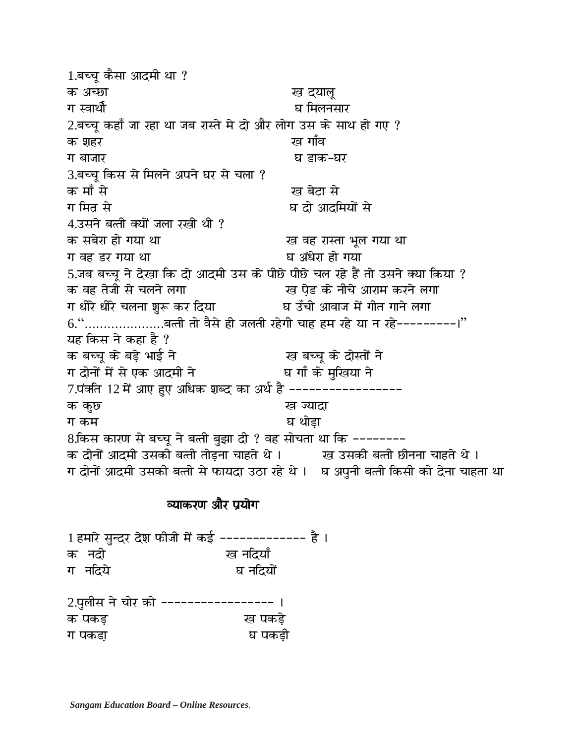1.बच्चू कैसा आदमी था ?

क अच्छा　　　　　　　　　　　　ख दयालू

ग स्वार्थी　　　　　　　　　　　　घ मिलनसार

2.बच्चू कहाँ जा रहा था जब रास्ते मे दो और लोग उस के साथ हो गए ?

क शहर　　　　　　　　　　　　ख गाँव

ग बाजार　　　　　　　　　　　घ डाक-घर

3.बच्चू किस से मिलने अपने घर से चला ?

क माँ से　　　　　　　　　　　ख बेटा से

ग मित्र से　　　　　　　　　　घ दो आदमियों से

4.उसने बत्ती क्यों जला रखी थी ?

क सबेरा हो गया था　　　　　　ख वह रास्ता भूल गया था

ग वह डर गया था　　　　　　　घ अंधेरा हो गया

5.जब बच्चू ने देखा कि दो आदमी उस के पीछे पीछे चल रहे हैं तो उसने क्या किया ?

क वह तेजी से चलने लगा　　　　ख पेड़ के नीचे आराम करने लगा

ग धीरे धीरे चलना शुरू कर दिया　　घ उँची आवाज में गीत गाने लगा

6."…………………बत्ती तो वैसे ही जलती रहेगी चाह हम रहे या न रहे---------।"

यह किस ने कहा है ?

क बच्चू के बड़े भाई ने　　　　　ख बच्चू के दोस्तों ने

ग दोनों में से एक आदमी ने　　　घ गाँ के मुखिया ने

7.पंक्ति 12 में आए हुए अधिक शब्द का अर्थ है -----------------

क कुछ　　　　　　　　　　　　ख ज्यादा

ग कम　　　　　　　　　　　　घ थोड़ा

8.किस कारण से बच्चू ने बत्ती बुझा दी ? वह सोचता था कि --------

क दोनों आदमी उसकी बत्ती तोड़ना चाहते थे ।　　ख उसकी बत्ती छीनना चाहते थे ।

ग दोनों आदमी उसकी बत्ती से फायदा उठा रहे थे ।　घ अपुनी बत्ती किसी को देना चाहता था

## व्याकरण और प्रयोग

1 हमारे सुन्दर देश फीजी में कई ------------- है ।

क नदी　　　　　　　　ख नदियाँ

ग नदिये　　　　　　　घ नदियों

2.पुलीस ने चोर को ----------------- ।

क पकड़　　　　　　　ख पकड़े

ग पकडा　　　　　　　घ पकड़ी

*Sangam Education Board – Online Resources.*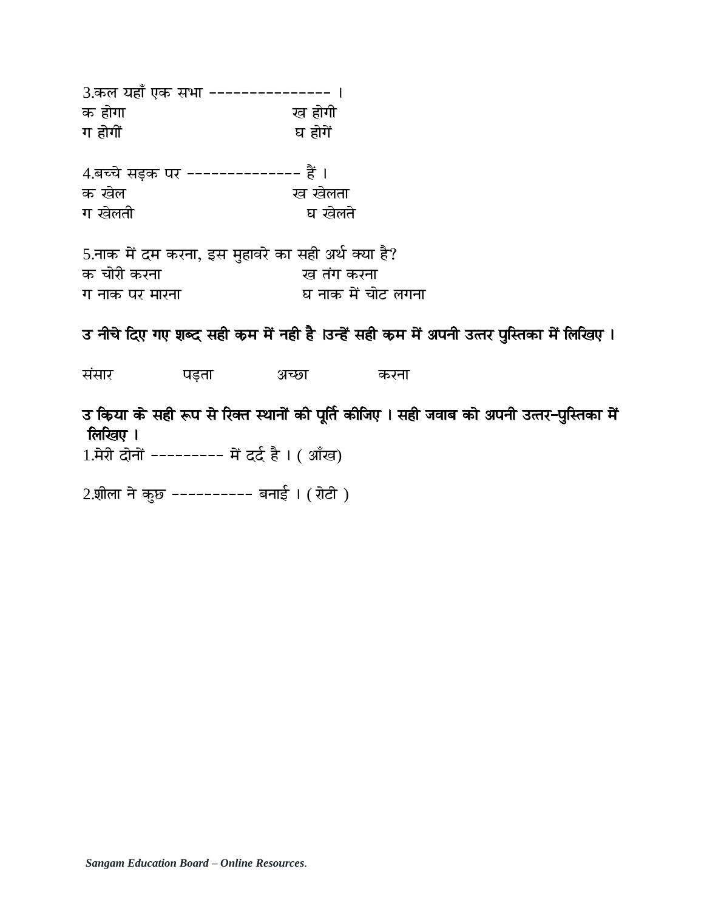3.कल यहाँ एक सभा --------------- ।

क होगा &nbsp;&nbsp;&nbsp;&nbsp;&nbsp;&nbsp;&nbsp;&nbsp;&nbsp;&nbsp;&nbsp;&nbsp; ख होगी

ग होगीं &nbsp;&nbsp;&nbsp;&nbsp;&nbsp;&nbsp;&nbsp;&nbsp;&nbsp;&nbsp;&nbsp;&nbsp; घ होगें

4.बच्चे सड़क पर -------------- हैं ।

क खेल &nbsp;&nbsp;&nbsp;&nbsp;&nbsp;&nbsp;&nbsp;&nbsp;&nbsp;&nbsp;&nbsp;&nbsp; ख खेलता

ग खेलती &nbsp;&nbsp;&nbsp;&nbsp;&nbsp;&nbsp;&nbsp;&nbsp;&nbsp;&nbsp;&nbsp;&nbsp; घ खेलते

5.नाक में दम करना, इस मुहावरे का सही अर्थ क्या है?

क चोरी करना &nbsp;&nbsp;&nbsp;&nbsp;&nbsp;&nbsp;&nbsp;&nbsp;&nbsp;&nbsp;&nbsp;&nbsp; ख तंग करना

ग नाक पर मारना &nbsp;&nbsp;&nbsp;&nbsp;&nbsp;&nbsp;&nbsp;&nbsp;&nbsp;&nbsp;&nbsp;&nbsp; घ नाक में चोट लगना

**उ नीचे दिए गए शब्द सही कम में नही है ।उन्हें सही कम में अपनी उत्तर पुस्तिका में लिखिए ।**

संसार &nbsp;&nbsp;&nbsp;&nbsp;&nbsp;&nbsp;&nbsp; पड़ता &nbsp;&nbsp;&nbsp;&nbsp;&nbsp;&nbsp;&nbsp; अच्छा &nbsp;&nbsp;&nbsp;&nbsp;&nbsp;&nbsp;&nbsp; करना

**उ किया के सही रूप से रिक्त स्थानों की पूर्ति कीजिए । सही जवाब को अपनी उत्तर-पुस्तिका में लिखिए ।**

1.मेरी दोनों --------- में दर्द है । ( आँख)

2.शीला ने कुछ ---------- बनाई । ( रोटी )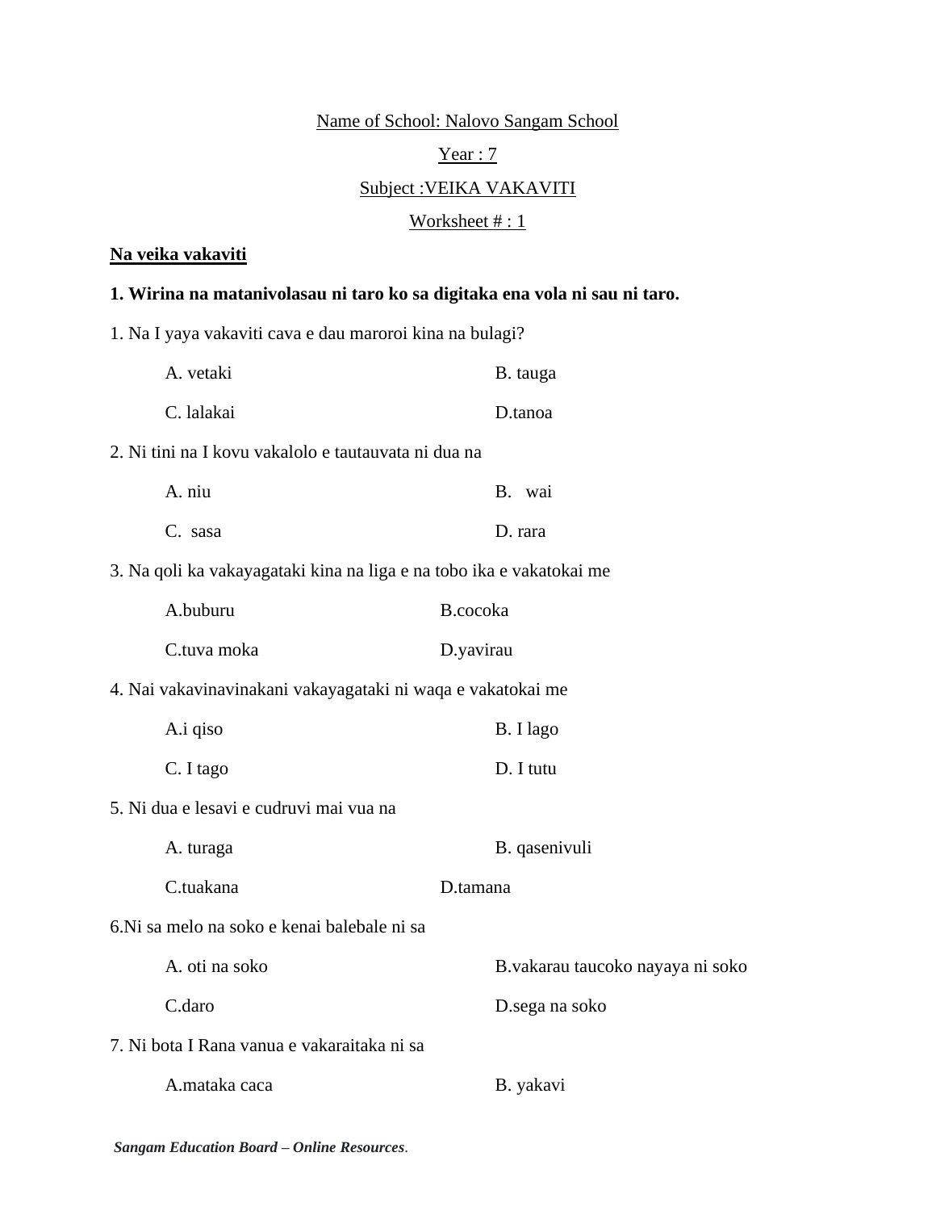Name of School: Nalovo Sangam School

Year : 7

Subject :VEIKA VAKAVITI

Worksheet # : 1

**Na veika vakaviti**

**1. Wirina na matanivolasau ni taro ko sa digitaka ena vola ni sau ni taro.**

1. Na I yaya vakaviti cava e dau maroroi kina na bulagi?

    A. vetaki                B. tauga
    
    C. lalakai                D.tanoa

2. Ni tini na I kovu vakalolo e tautauvata ni dua na

    A. niu                B. wai
    
    C. sasa                D. rara

3. Na qoli ka vakayagataki kina na liga e na tobo ika e vakatokai me

    A.buburu                B.cocoka
    
    C.tuva moka                D.yavirau

4. Nai vakavinavinakani vakayagataki ni waqa e vakatokai me

    A.i qiso                B. I lago
    
    C. I tago                D. I tutu

5. Ni dua e lesavi e cudruvi mai vua na

    A. turaga                B. qasenivuli
    
    C.tuakana                D.tamana

6.Ni sa melo na soko e kenai balebale ni sa

    A. oti na soko                B.vakarau taucoko nayaya ni soko
    
    C.daro                D.sega na soko

7. Ni bota I Rana vanua e vakaraitaka ni sa

    A.mataka caca                B. yakavi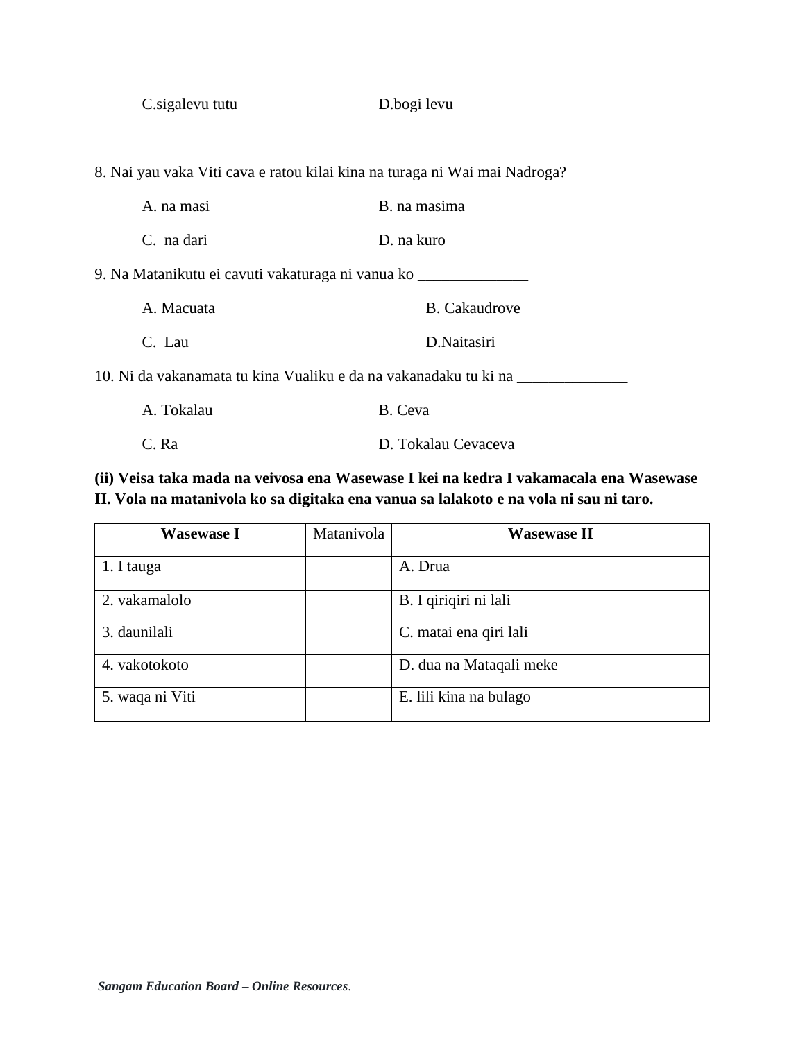C.sigalevu tutu D.bogi levu

8. Nai yau vaka Viti cava e ratou kilai kina na turaga ni Wai mai Nadroga?

A. na masi B. na masima

C. na dari D. na kuro

9. Na Matanikutu ei cavuti vakaturaga ni vanua ko ______________

A. Macuata B. Cakaudrove

C. Lau D.Naitasiri

10. Ni da vakanamata tu kina Vualiku e da na vakanadaku tu ki na ______________

A. Tokalau B. Ceva

C. Ra D. Tokalau Cevaceva

**(ii) Veisa taka mada na veivosa ena Wasewase I kei na kedra I vakamacala ena Wasewase II. Vola na matanivola ko sa digitaka ena vanua sa lalakoto e na vola ni sau ni taro.**

| **Wasewase I** | Matanivola | **Wasewase II** |
|---|---|---|
| 1. I tauga | | A. Drua |
| 2. vakamalolo | | B. I qiriqiri ni lali |
| 3. daunilali | | C. matai ena qiri lali |
| 4. vakotokoto | | D. dua na Mataqali meke |
| 5. waqa ni Viti | | E. lili kina na bulago |